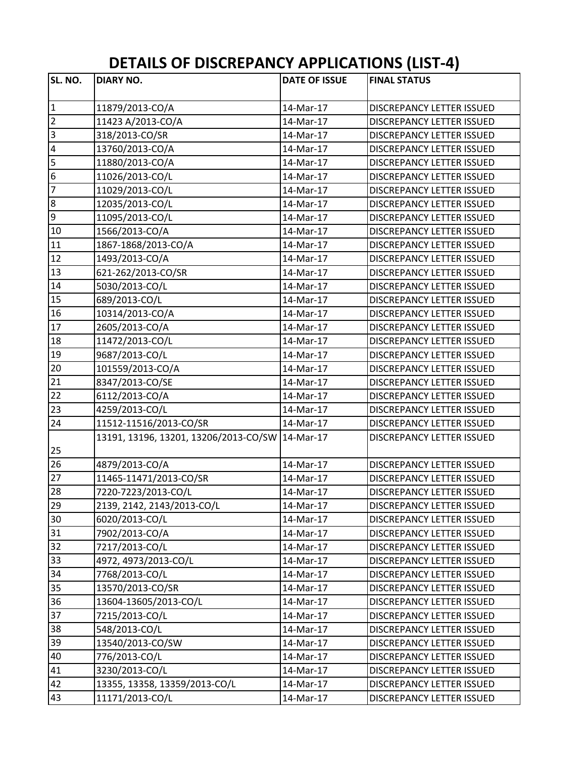# DETAILS OF DISCREPANCY APPLICATIONS (LIST-4)

| SL. NO. | DIARY NO. | DATE OF ISSUE | FINAL STATUS |
|---|---|---|---|
| 1 | 11879/2013-CO/A | 14-Mar-17 | DISCREPANCY LETTER ISSUED |
| 2 | 11423 A/2013-CO/A | 14-Mar-17 | DISCREPANCY LETTER ISSUED |
| 3 | 318/2013-CO/SR | 14-Mar-17 | DISCREPANCY LETTER ISSUED |
| 4 | 13760/2013-CO/A | 14-Mar-17 | DISCREPANCY LETTER ISSUED |
| 5 | 11880/2013-CO/A | 14-Mar-17 | DISCREPANCY LETTER ISSUED |
| 6 | 11026/2013-CO/L | 14-Mar-17 | DISCREPANCY LETTER ISSUED |
| 7 | 11029/2013-CO/L | 14-Mar-17 | DISCREPANCY LETTER ISSUED |
| 8 | 12035/2013-CO/L | 14-Mar-17 | DISCREPANCY LETTER ISSUED |
| 9 | 11095/2013-CO/L | 14-Mar-17 | DISCREPANCY LETTER ISSUED |
| 10 | 1566/2013-CO/A | 14-Mar-17 | DISCREPANCY LETTER ISSUED |
| 11 | 1867-1868/2013-CO/A | 14-Mar-17 | DISCREPANCY LETTER ISSUED |
| 12 | 1493/2013-CO/A | 14-Mar-17 | DISCREPANCY LETTER ISSUED |
| 13 | 621-262/2013-CO/SR | 14-Mar-17 | DISCREPANCY LETTER ISSUED |
| 14 | 5030/2013-CO/L | 14-Mar-17 | DISCREPANCY LETTER ISSUED |
| 15 | 689/2013-CO/L | 14-Mar-17 | DISCREPANCY LETTER ISSUED |
| 16 | 10314/2013-CO/A | 14-Mar-17 | DISCREPANCY LETTER ISSUED |
| 17 | 2605/2013-CO/A | 14-Mar-17 | DISCREPANCY LETTER ISSUED |
| 18 | 11472/2013-CO/L | 14-Mar-17 | DISCREPANCY LETTER ISSUED |
| 19 | 9687/2013-CO/L | 14-Mar-17 | DISCREPANCY LETTER ISSUED |
| 20 | 101559/2013-CO/A | 14-Mar-17 | DISCREPANCY LETTER ISSUED |
| 21 | 8347/2013-CO/SE | 14-Mar-17 | DISCREPANCY LETTER ISSUED |
| 22 | 6112/2013-CO/A | 14-Mar-17 | DISCREPANCY LETTER ISSUED |
| 23 | 4259/2013-CO/L | 14-Mar-17 | DISCREPANCY LETTER ISSUED |
| 24 | 11512-11516/2013-CO/SR | 14-Mar-17 | DISCREPANCY LETTER ISSUED |
| 25 | 13191, 13196, 13201, 13206/2013-CO/SW | 14-Mar-17 | DISCREPANCY LETTER ISSUED |
| 26 | 4879/2013-CO/A | 14-Mar-17 | DISCREPANCY LETTER ISSUED |
| 27 | 11465-11471/2013-CO/SR | 14-Mar-17 | DISCREPANCY LETTER ISSUED |
| 28 | 7220-7223/2013-CO/L | 14-Mar-17 | DISCREPANCY LETTER ISSUED |
| 29 | 2139, 2142, 2143/2013-CO/L | 14-Mar-17 | DISCREPANCY LETTER ISSUED |
| 30 | 6020/2013-CO/L | 14-Mar-17 | DISCREPANCY LETTER ISSUED |
| 31 | 7902/2013-CO/A | 14-Mar-17 | DISCREPANCY LETTER ISSUED |
| 32 | 7217/2013-CO/L | 14-Mar-17 | DISCREPANCY LETTER ISSUED |
| 33 | 4972, 4973/2013-CO/L | 14-Mar-17 | DISCREPANCY LETTER ISSUED |
| 34 | 7768/2013-CO/L | 14-Mar-17 | DISCREPANCY LETTER ISSUED |
| 35 | 13570/2013-CO/SR | 14-Mar-17 | DISCREPANCY LETTER ISSUED |
| 36 | 13604-13605/2013-CO/L | 14-Mar-17 | DISCREPANCY LETTER ISSUED |
| 37 | 7215/2013-CO/L | 14-Mar-17 | DISCREPANCY LETTER ISSUED |
| 38 | 548/2013-CO/L | 14-Mar-17 | DISCREPANCY LETTER ISSUED |
| 39 | 13540/2013-CO/SW | 14-Mar-17 | DISCREPANCY LETTER ISSUED |
| 40 | 776/2013-CO/L | 14-Mar-17 | DISCREPANCY LETTER ISSUED |
| 41 | 3230/2013-CO/L | 14-Mar-17 | DISCREPANCY LETTER ISSUED |
| 42 | 13355, 13358, 13359/2013-CO/L | 14-Mar-17 | DISCREPANCY LETTER ISSUED |
| 43 | 11171/2013-CO/L | 14-Mar-17 | DISCREPANCY LETTER ISSUED |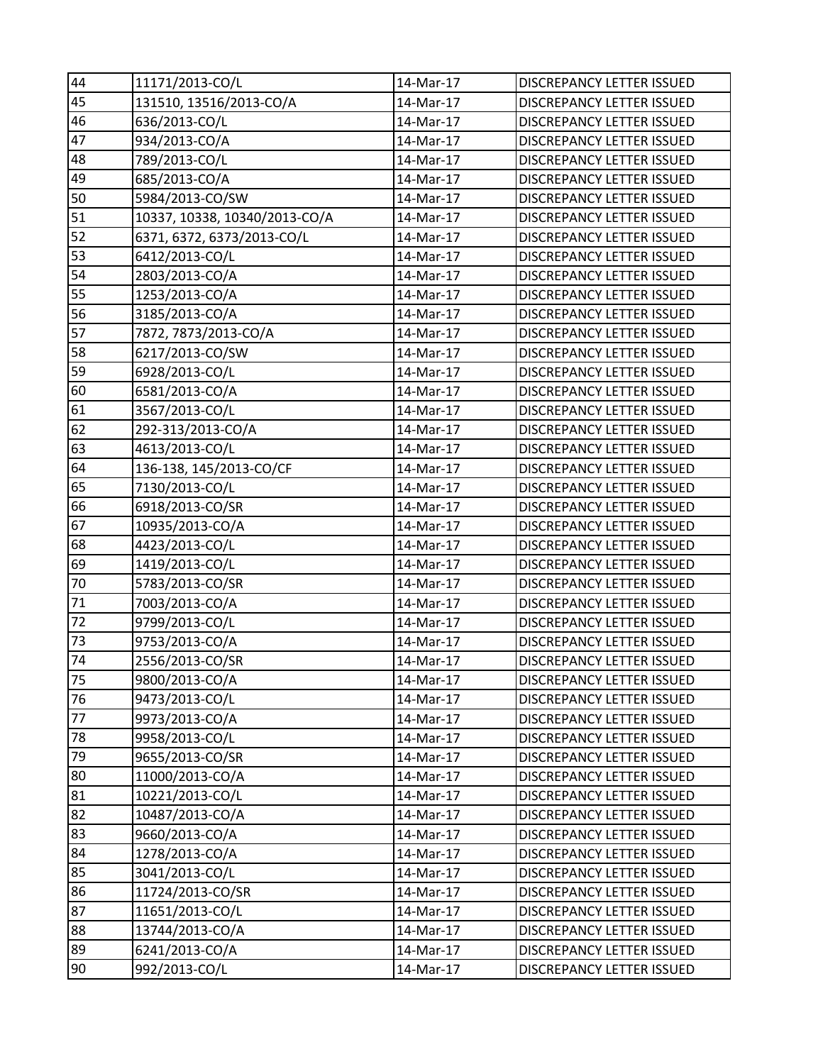| | | | |
|---|---|---|---|
| 44 | 11171/2013-CO/L | 14-Mar-17 | DISCREPANCY LETTER ISSUED |
| 45 | 131510, 13516/2013-CO/A | 14-Mar-17 | DISCREPANCY LETTER ISSUED |
| 46 | 636/2013-CO/L | 14-Mar-17 | DISCREPANCY LETTER ISSUED |
| 47 | 934/2013-CO/A | 14-Mar-17 | DISCREPANCY LETTER ISSUED |
| 48 | 789/2013-CO/L | 14-Mar-17 | DISCREPANCY LETTER ISSUED |
| 49 | 685/2013-CO/A | 14-Mar-17 | DISCREPANCY LETTER ISSUED |
| 50 | 5984/2013-CO/SW | 14-Mar-17 | DISCREPANCY LETTER ISSUED |
| 51 | 10337, 10338, 10340/2013-CO/A | 14-Mar-17 | DISCREPANCY LETTER ISSUED |
| 52 | 6371, 6372, 6373/2013-CO/L | 14-Mar-17 | DISCREPANCY LETTER ISSUED |
| 53 | 6412/2013-CO/L | 14-Mar-17 | DISCREPANCY LETTER ISSUED |
| 54 | 2803/2013-CO/A | 14-Mar-17 | DISCREPANCY LETTER ISSUED |
| 55 | 1253/2013-CO/A | 14-Mar-17 | DISCREPANCY LETTER ISSUED |
| 56 | 3185/2013-CO/A | 14-Mar-17 | DISCREPANCY LETTER ISSUED |
| 57 | 7872, 7873/2013-CO/A | 14-Mar-17 | DISCREPANCY LETTER ISSUED |
| 58 | 6217/2013-CO/SW | 14-Mar-17 | DISCREPANCY LETTER ISSUED |
| 59 | 6928/2013-CO/L | 14-Mar-17 | DISCREPANCY LETTER ISSUED |
| 60 | 6581/2013-CO/A | 14-Mar-17 | DISCREPANCY LETTER ISSUED |
| 61 | 3567/2013-CO/L | 14-Mar-17 | DISCREPANCY LETTER ISSUED |
| 62 | 292-313/2013-CO/A | 14-Mar-17 | DISCREPANCY LETTER ISSUED |
| 63 | 4613/2013-CO/L | 14-Mar-17 | DISCREPANCY LETTER ISSUED |
| 64 | 136-138, 145/2013-CO/CF | 14-Mar-17 | DISCREPANCY LETTER ISSUED |
| 65 | 7130/2013-CO/L | 14-Mar-17 | DISCREPANCY LETTER ISSUED |
| 66 | 6918/2013-CO/SR | 14-Mar-17 | DISCREPANCY LETTER ISSUED |
| 67 | 10935/2013-CO/A | 14-Mar-17 | DISCREPANCY LETTER ISSUED |
| 68 | 4423/2013-CO/L | 14-Mar-17 | DISCREPANCY LETTER ISSUED |
| 69 | 1419/2013-CO/L | 14-Mar-17 | DISCREPANCY LETTER ISSUED |
| 70 | 5783/2013-CO/SR | 14-Mar-17 | DISCREPANCY LETTER ISSUED |
| 71 | 7003/2013-CO/A | 14-Mar-17 | DISCREPANCY LETTER ISSUED |
| 72 | 9799/2013-CO/L | 14-Mar-17 | DISCREPANCY LETTER ISSUED |
| 73 | 9753/2013-CO/A | 14-Mar-17 | DISCREPANCY LETTER ISSUED |
| 74 | 2556/2013-CO/SR | 14-Mar-17 | DISCREPANCY LETTER ISSUED |
| 75 | 9800/2013-CO/A | 14-Mar-17 | DISCREPANCY LETTER ISSUED |
| 76 | 9473/2013-CO/L | 14-Mar-17 | DISCREPANCY LETTER ISSUED |
| 77 | 9973/2013-CO/A | 14-Mar-17 | DISCREPANCY LETTER ISSUED |
| 78 | 9958/2013-CO/L | 14-Mar-17 | DISCREPANCY LETTER ISSUED |
| 79 | 9655/2013-CO/SR | 14-Mar-17 | DISCREPANCY LETTER ISSUED |
| 80 | 11000/2013-CO/A | 14-Mar-17 | DISCREPANCY LETTER ISSUED |
| 81 | 10221/2013-CO/L | 14-Mar-17 | DISCREPANCY LETTER ISSUED |
| 82 | 10487/2013-CO/A | 14-Mar-17 | DISCREPANCY LETTER ISSUED |
| 83 | 9660/2013-CO/A | 14-Mar-17 | DISCREPANCY LETTER ISSUED |
| 84 | 1278/2013-CO/A | 14-Mar-17 | DISCREPANCY LETTER ISSUED |
| 85 | 3041/2013-CO/L | 14-Mar-17 | DISCREPANCY LETTER ISSUED |
| 86 | 11724/2013-CO/SR | 14-Mar-17 | DISCREPANCY LETTER ISSUED |
| 87 | 11651/2013-CO/L | 14-Mar-17 | DISCREPANCY LETTER ISSUED |
| 88 | 13744/2013-CO/A | 14-Mar-17 | DISCREPANCY LETTER ISSUED |
| 89 | 6241/2013-CO/A | 14-Mar-17 | DISCREPANCY LETTER ISSUED |
| 90 | 992/2013-CO/L | 14-Mar-17 | DISCREPANCY LETTER ISSUED |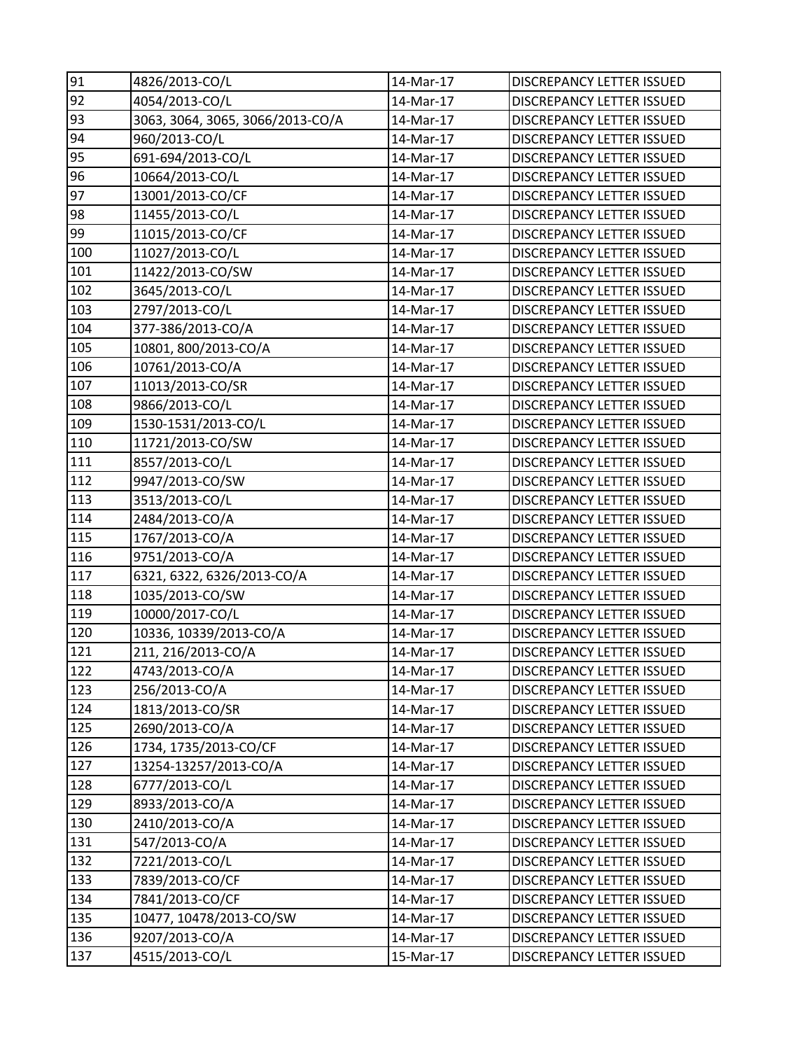| | | | |
|---|---|---|---|
| 91 | 4826/2013-CO/L | 14-Mar-17 | DISCREPANCY LETTER ISSUED |
| 92 | 4054/2013-CO/L | 14-Mar-17 | DISCREPANCY LETTER ISSUED |
| 93 | 3063, 3064, 3065, 3066/2013-CO/A | 14-Mar-17 | DISCREPANCY LETTER ISSUED |
| 94 | 960/2013-CO/L | 14-Mar-17 | DISCREPANCY LETTER ISSUED |
| 95 | 691-694/2013-CO/L | 14-Mar-17 | DISCREPANCY LETTER ISSUED |
| 96 | 10664/2013-CO/L | 14-Mar-17 | DISCREPANCY LETTER ISSUED |
| 97 | 13001/2013-CO/CF | 14-Mar-17 | DISCREPANCY LETTER ISSUED |
| 98 | 11455/2013-CO/L | 14-Mar-17 | DISCREPANCY LETTER ISSUED |
| 99 | 11015/2013-CO/CF | 14-Mar-17 | DISCREPANCY LETTER ISSUED |
| 100 | 11027/2013-CO/L | 14-Mar-17 | DISCREPANCY LETTER ISSUED |
| 101 | 11422/2013-CO/SW | 14-Mar-17 | DISCREPANCY LETTER ISSUED |
| 102 | 3645/2013-CO/L | 14-Mar-17 | DISCREPANCY LETTER ISSUED |
| 103 | 2797/2013-CO/L | 14-Mar-17 | DISCREPANCY LETTER ISSUED |
| 104 | 377-386/2013-CO/A | 14-Mar-17 | DISCREPANCY LETTER ISSUED |
| 105 | 10801, 800/2013-CO/A | 14-Mar-17 | DISCREPANCY LETTER ISSUED |
| 106 | 10761/2013-CO/A | 14-Mar-17 | DISCREPANCY LETTER ISSUED |
| 107 | 11013/2013-CO/SR | 14-Mar-17 | DISCREPANCY LETTER ISSUED |
| 108 | 9866/2013-CO/L | 14-Mar-17 | DISCREPANCY LETTER ISSUED |
| 109 | 1530-1531/2013-CO/L | 14-Mar-17 | DISCREPANCY LETTER ISSUED |
| 110 | 11721/2013-CO/SW | 14-Mar-17 | DISCREPANCY LETTER ISSUED |
| 111 | 8557/2013-CO/L | 14-Mar-17 | DISCREPANCY LETTER ISSUED |
| 112 | 9947/2013-CO/SW | 14-Mar-17 | DISCREPANCY LETTER ISSUED |
| 113 | 3513/2013-CO/L | 14-Mar-17 | DISCREPANCY LETTER ISSUED |
| 114 | 2484/2013-CO/A | 14-Mar-17 | DISCREPANCY LETTER ISSUED |
| 115 | 1767/2013-CO/A | 14-Mar-17 | DISCREPANCY LETTER ISSUED |
| 116 | 9751/2013-CO/A | 14-Mar-17 | DISCREPANCY LETTER ISSUED |
| 117 | 6321, 6322, 6326/2013-CO/A | 14-Mar-17 | DISCREPANCY LETTER ISSUED |
| 118 | 1035/2013-CO/SW | 14-Mar-17 | DISCREPANCY LETTER ISSUED |
| 119 | 10000/2017-CO/L | 14-Mar-17 | DISCREPANCY LETTER ISSUED |
| 120 | 10336, 10339/2013-CO/A | 14-Mar-17 | DISCREPANCY LETTER ISSUED |
| 121 | 211, 216/2013-CO/A | 14-Mar-17 | DISCREPANCY LETTER ISSUED |
| 122 | 4743/2013-CO/A | 14-Mar-17 | DISCREPANCY LETTER ISSUED |
| 123 | 256/2013-CO/A | 14-Mar-17 | DISCREPANCY LETTER ISSUED |
| 124 | 1813/2013-CO/SR | 14-Mar-17 | DISCREPANCY LETTER ISSUED |
| 125 | 2690/2013-CO/A | 14-Mar-17 | DISCREPANCY LETTER ISSUED |
| 126 | 1734, 1735/2013-CO/CF | 14-Mar-17 | DISCREPANCY LETTER ISSUED |
| 127 | 13254-13257/2013-CO/A | 14-Mar-17 | DISCREPANCY LETTER ISSUED |
| 128 | 6777/2013-CO/L | 14-Mar-17 | DISCREPANCY LETTER ISSUED |
| 129 | 8933/2013-CO/A | 14-Mar-17 | DISCREPANCY LETTER ISSUED |
| 130 | 2410/2013-CO/A | 14-Mar-17 | DISCREPANCY LETTER ISSUED |
| 131 | 547/2013-CO/A | 14-Mar-17 | DISCREPANCY LETTER ISSUED |
| 132 | 7221/2013-CO/L | 14-Mar-17 | DISCREPANCY LETTER ISSUED |
| 133 | 7839/2013-CO/CF | 14-Mar-17 | DISCREPANCY LETTER ISSUED |
| 134 | 7841/2013-CO/CF | 14-Mar-17 | DISCREPANCY LETTER ISSUED |
| 135 | 10477, 10478/2013-CO/SW | 14-Mar-17 | DISCREPANCY LETTER ISSUED |
| 136 | 9207/2013-CO/A | 14-Mar-17 | DISCREPANCY LETTER ISSUED |
| 137 | 4515/2013-CO/L | 15-Mar-17 | DISCREPANCY LETTER ISSUED |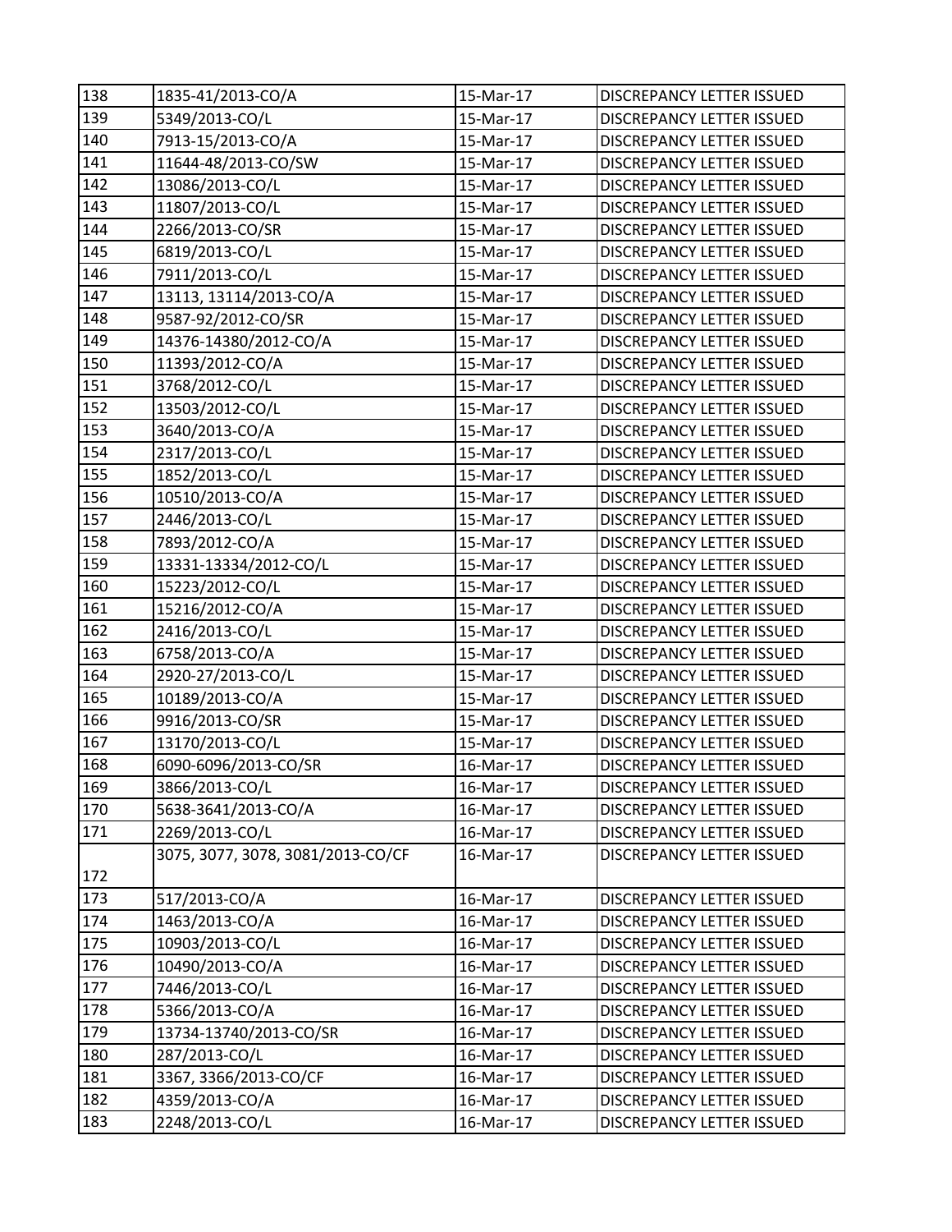| 138 | 1835-41/2013-CO/A | 15-Mar-17 | DISCREPANCY LETTER ISSUED |
|---|---|---|---|
| 139 | 5349/2013-CO/L | 15-Mar-17 | DISCREPANCY LETTER ISSUED |
| 140 | 7913-15/2013-CO/A | 15-Mar-17 | DISCREPANCY LETTER ISSUED |
| 141 | 11644-48/2013-CO/SW | 15-Mar-17 | DISCREPANCY LETTER ISSUED |
| 142 | 13086/2013-CO/L | 15-Mar-17 | DISCREPANCY LETTER ISSUED |
| 143 | 11807/2013-CO/L | 15-Mar-17 | DISCREPANCY LETTER ISSUED |
| 144 | 2266/2013-CO/SR | 15-Mar-17 | DISCREPANCY LETTER ISSUED |
| 145 | 6819/2013-CO/L | 15-Mar-17 | DISCREPANCY LETTER ISSUED |
| 146 | 7911/2013-CO/L | 15-Mar-17 | DISCREPANCY LETTER ISSUED |
| 147 | 13113, 13114/2013-CO/A | 15-Mar-17 | DISCREPANCY LETTER ISSUED |
| 148 | 9587-92/2012-CO/SR | 15-Mar-17 | DISCREPANCY LETTER ISSUED |
| 149 | 14376-14380/2012-CO/A | 15-Mar-17 | DISCREPANCY LETTER ISSUED |
| 150 | 11393/2012-CO/A | 15-Mar-17 | DISCREPANCY LETTER ISSUED |
| 151 | 3768/2012-CO/L | 15-Mar-17 | DISCREPANCY LETTER ISSUED |
| 152 | 13503/2012-CO/L | 15-Mar-17 | DISCREPANCY LETTER ISSUED |
| 153 | 3640/2013-CO/A | 15-Mar-17 | DISCREPANCY LETTER ISSUED |
| 154 | 2317/2013-CO/L | 15-Mar-17 | DISCREPANCY LETTER ISSUED |
| 155 | 1852/2013-CO/L | 15-Mar-17 | DISCREPANCY LETTER ISSUED |
| 156 | 10510/2013-CO/A | 15-Mar-17 | DISCREPANCY LETTER ISSUED |
| 157 | 2446/2013-CO/L | 15-Mar-17 | DISCREPANCY LETTER ISSUED |
| 158 | 7893/2012-CO/A | 15-Mar-17 | DISCREPANCY LETTER ISSUED |
| 159 | 13331-13334/2012-CO/L | 15-Mar-17 | DISCREPANCY LETTER ISSUED |
| 160 | 15223/2012-CO/L | 15-Mar-17 | DISCREPANCY LETTER ISSUED |
| 161 | 15216/2012-CO/A | 15-Mar-17 | DISCREPANCY LETTER ISSUED |
| 162 | 2416/2013-CO/L | 15-Mar-17 | DISCREPANCY LETTER ISSUED |
| 163 | 6758/2013-CO/A | 15-Mar-17 | DISCREPANCY LETTER ISSUED |
| 164 | 2920-27/2013-CO/L | 15-Mar-17 | DISCREPANCY LETTER ISSUED |
| 165 | 10189/2013-CO/A | 15-Mar-17 | DISCREPANCY LETTER ISSUED |
| 166 | 9916/2013-CO/SR | 15-Mar-17 | DISCREPANCY LETTER ISSUED |
| 167 | 13170/2013-CO/L | 15-Mar-17 | DISCREPANCY LETTER ISSUED |
| 168 | 6090-6096/2013-CO/SR | 16-Mar-17 | DISCREPANCY LETTER ISSUED |
| 169 | 3866/2013-CO/L | 16-Mar-17 | DISCREPANCY LETTER ISSUED |
| 170 | 5638-3641/2013-CO/A | 16-Mar-17 | DISCREPANCY LETTER ISSUED |
| 171 | 2269/2013-CO/L | 16-Mar-17 | DISCREPANCY LETTER ISSUED |
| 172 | 3075, 3077, 3078, 3081/2013-CO/CF | 16-Mar-17 | DISCREPANCY LETTER ISSUED |
| 173 | 517/2013-CO/A | 16-Mar-17 | DISCREPANCY LETTER ISSUED |
| 174 | 1463/2013-CO/A | 16-Mar-17 | DISCREPANCY LETTER ISSUED |
| 175 | 10903/2013-CO/L | 16-Mar-17 | DISCREPANCY LETTER ISSUED |
| 176 | 10490/2013-CO/A | 16-Mar-17 | DISCREPANCY LETTER ISSUED |
| 177 | 7446/2013-CO/L | 16-Mar-17 | DISCREPANCY LETTER ISSUED |
| 178 | 5366/2013-CO/A | 16-Mar-17 | DISCREPANCY LETTER ISSUED |
| 179 | 13734-13740/2013-CO/SR | 16-Mar-17 | DISCREPANCY LETTER ISSUED |
| 180 | 287/2013-CO/L | 16-Mar-17 | DISCREPANCY LETTER ISSUED |
| 181 | 3367, 3366/2013-CO/CF | 16-Mar-17 | DISCREPANCY LETTER ISSUED |
| 182 | 4359/2013-CO/A | 16-Mar-17 | DISCREPANCY LETTER ISSUED |
| 183 | 2248/2013-CO/L | 16-Mar-17 | DISCREPANCY LETTER ISSUED |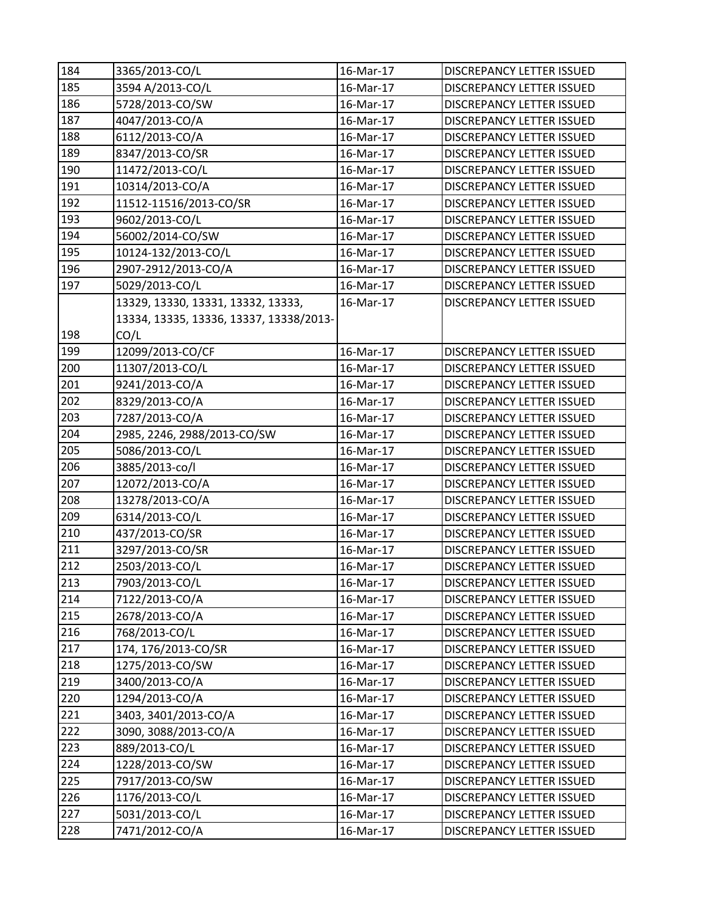| 184 | 3365/2013-CO/L | 16-Mar-17 | DISCREPANCY LETTER ISSUED |
|---|---|---|---|
| 185 | 3594 A/2013-CO/L | 16-Mar-17 | DISCREPANCY LETTER ISSUED |
| 186 | 5728/2013-CO/SW | 16-Mar-17 | DISCREPANCY LETTER ISSUED |
| 187 | 4047/2013-CO/A | 16-Mar-17 | DISCREPANCY LETTER ISSUED |
| 188 | 6112/2013-CO/A | 16-Mar-17 | DISCREPANCY LETTER ISSUED |
| 189 | 8347/2013-CO/SR | 16-Mar-17 | DISCREPANCY LETTER ISSUED |
| 190 | 11472/2013-CO/L | 16-Mar-17 | DISCREPANCY LETTER ISSUED |
| 191 | 10314/2013-CO/A | 16-Mar-17 | DISCREPANCY LETTER ISSUED |
| 192 | 11512-11516/2013-CO/SR | 16-Mar-17 | DISCREPANCY LETTER ISSUED |
| 193 | 9602/2013-CO/L | 16-Mar-17 | DISCREPANCY LETTER ISSUED |
| 194 | 56002/2014-CO/SW | 16-Mar-17 | DISCREPANCY LETTER ISSUED |
| 195 | 10124-132/2013-CO/L | 16-Mar-17 | DISCREPANCY LETTER ISSUED |
| 196 | 2907-2912/2013-CO/A | 16-Mar-17 | DISCREPANCY LETTER ISSUED |
| 197 | 5029/2013-CO/L | 16-Mar-17 | DISCREPANCY LETTER ISSUED |
| 198 | 13329, 13330, 13331, 13332, 13333, 13334, 13335, 13336, 13337, 13338/2013-CO/L | 16-Mar-17 | DISCREPANCY LETTER ISSUED |
| 199 | 12099/2013-CO/CF | 16-Mar-17 | DISCREPANCY LETTER ISSUED |
| 200 | 11307/2013-CO/L | 16-Mar-17 | DISCREPANCY LETTER ISSUED |
| 201 | 9241/2013-CO/A | 16-Mar-17 | DISCREPANCY LETTER ISSUED |
| 202 | 8329/2013-CO/A | 16-Mar-17 | DISCREPANCY LETTER ISSUED |
| 203 | 7287/2013-CO/A | 16-Mar-17 | DISCREPANCY LETTER ISSUED |
| 204 | 2985, 2246, 2988/2013-CO/SW | 16-Mar-17 | DISCREPANCY LETTER ISSUED |
| 205 | 5086/2013-CO/L | 16-Mar-17 | DISCREPANCY LETTER ISSUED |
| 206 | 3885/2013-co/l | 16-Mar-17 | DISCREPANCY LETTER ISSUED |
| 207 | 12072/2013-CO/A | 16-Mar-17 | DISCREPANCY LETTER ISSUED |
| 208 | 13278/2013-CO/A | 16-Mar-17 | DISCREPANCY LETTER ISSUED |
| 209 | 6314/2013-CO/L | 16-Mar-17 | DISCREPANCY LETTER ISSUED |
| 210 | 437/2013-CO/SR | 16-Mar-17 | DISCREPANCY LETTER ISSUED |
| 211 | 3297/2013-CO/SR | 16-Mar-17 | DISCREPANCY LETTER ISSUED |
| 212 | 2503/2013-CO/L | 16-Mar-17 | DISCREPANCY LETTER ISSUED |
| 213 | 7903/2013-CO/L | 16-Mar-17 | DISCREPANCY LETTER ISSUED |
| 214 | 7122/2013-CO/A | 16-Mar-17 | DISCREPANCY LETTER ISSUED |
| 215 | 2678/2013-CO/A | 16-Mar-17 | DISCREPANCY LETTER ISSUED |
| 216 | 768/2013-CO/L | 16-Mar-17 | DISCREPANCY LETTER ISSUED |
| 217 | 174, 176/2013-CO/SR | 16-Mar-17 | DISCREPANCY LETTER ISSUED |
| 218 | 1275/2013-CO/SW | 16-Mar-17 | DISCREPANCY LETTER ISSUED |
| 219 | 3400/2013-CO/A | 16-Mar-17 | DISCREPANCY LETTER ISSUED |
| 220 | 1294/2013-CO/A | 16-Mar-17 | DISCREPANCY LETTER ISSUED |
| 221 | 3403, 3401/2013-CO/A | 16-Mar-17 | DISCREPANCY LETTER ISSUED |
| 222 | 3090, 3088/2013-CO/A | 16-Mar-17 | DISCREPANCY LETTER ISSUED |
| 223 | 889/2013-CO/L | 16-Mar-17 | DISCREPANCY LETTER ISSUED |
| 224 | 1228/2013-CO/SW | 16-Mar-17 | DISCREPANCY LETTER ISSUED |
| 225 | 7917/2013-CO/SW | 16-Mar-17 | DISCREPANCY LETTER ISSUED |
| 226 | 1176/2013-CO/L | 16-Mar-17 | DISCREPANCY LETTER ISSUED |
| 227 | 5031/2013-CO/L | 16-Mar-17 | DISCREPANCY LETTER ISSUED |
| 228 | 7471/2012-CO/A | 16-Mar-17 | DISCREPANCY LETTER ISSUED |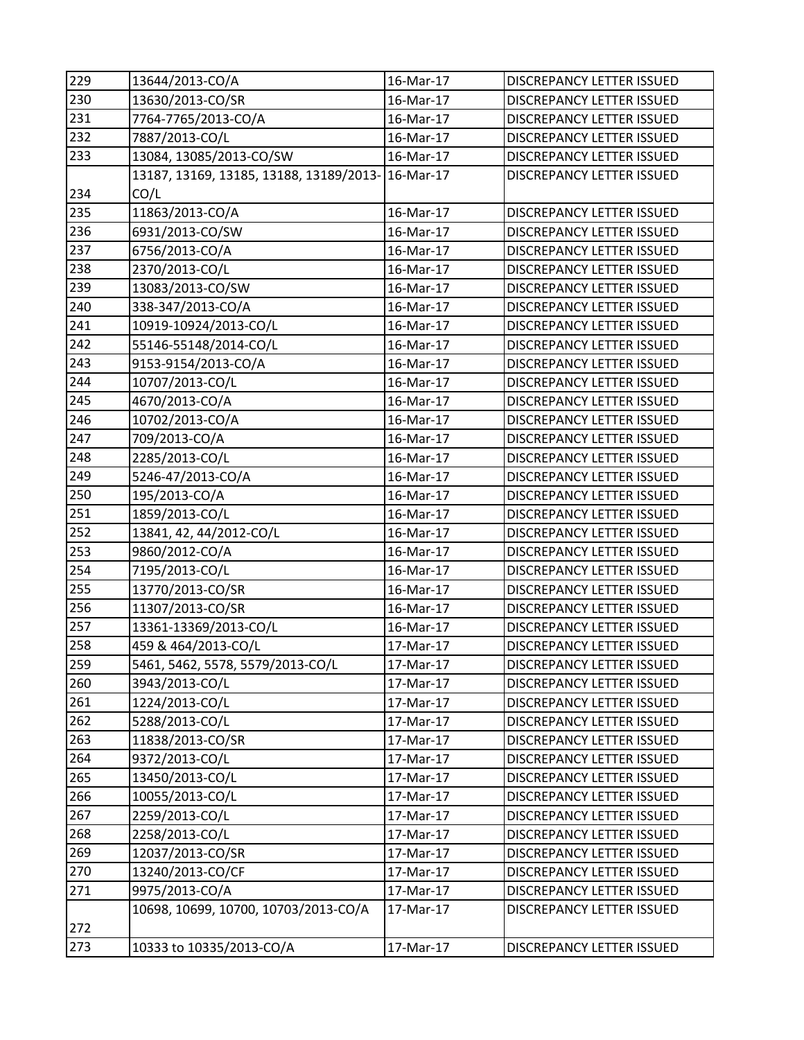| 229 | 13644/2013-CO/A | 16-Mar-17 | DISCREPANCY LETTER ISSUED |
|---|---|---|---|
| 230 | 13630/2013-CO/SR | 16-Mar-17 | DISCREPANCY LETTER ISSUED |
| 231 | 7764-7765/2013-CO/A | 16-Mar-17 | DISCREPANCY LETTER ISSUED |
| 232 | 7887/2013-CO/L | 16-Mar-17 | DISCREPANCY LETTER ISSUED |
| 233 | 13084, 13085/2013-CO/SW | 16-Mar-17 | DISCREPANCY LETTER ISSUED |
| 234 | 13187, 13169, 13185, 13188, 13189/2013-CO/L | 16-Mar-17 | DISCREPANCY LETTER ISSUED |
| 235 | 11863/2013-CO/A | 16-Mar-17 | DISCREPANCY LETTER ISSUED |
| 236 | 6931/2013-CO/SW | 16-Mar-17 | DISCREPANCY LETTER ISSUED |
| 237 | 6756/2013-CO/A | 16-Mar-17 | DISCREPANCY LETTER ISSUED |
| 238 | 2370/2013-CO/L | 16-Mar-17 | DISCREPANCY LETTER ISSUED |
| 239 | 13083/2013-CO/SW | 16-Mar-17 | DISCREPANCY LETTER ISSUED |
| 240 | 338-347/2013-CO/A | 16-Mar-17 | DISCREPANCY LETTER ISSUED |
| 241 | 10919-10924/2013-CO/L | 16-Mar-17 | DISCREPANCY LETTER ISSUED |
| 242 | 55146-55148/2014-CO/L | 16-Mar-17 | DISCREPANCY LETTER ISSUED |
| 243 | 9153-9154/2013-CO/A | 16-Mar-17 | DISCREPANCY LETTER ISSUED |
| 244 | 10707/2013-CO/L | 16-Mar-17 | DISCREPANCY LETTER ISSUED |
| 245 | 4670/2013-CO/A | 16-Mar-17 | DISCREPANCY LETTER ISSUED |
| 246 | 10702/2013-CO/A | 16-Mar-17 | DISCREPANCY LETTER ISSUED |
| 247 | 709/2013-CO/A | 16-Mar-17 | DISCREPANCY LETTER ISSUED |
| 248 | 2285/2013-CO/L | 16-Mar-17 | DISCREPANCY LETTER ISSUED |
| 249 | 5246-47/2013-CO/A | 16-Mar-17 | DISCREPANCY LETTER ISSUED |
| 250 | 195/2013-CO/A | 16-Mar-17 | DISCREPANCY LETTER ISSUED |
| 251 | 1859/2013-CO/L | 16-Mar-17 | DISCREPANCY LETTER ISSUED |
| 252 | 13841, 42, 44/2012-CO/L | 16-Mar-17 | DISCREPANCY LETTER ISSUED |
| 253 | 9860/2012-CO/A | 16-Mar-17 | DISCREPANCY LETTER ISSUED |
| 254 | 7195/2013-CO/L | 16-Mar-17 | DISCREPANCY LETTER ISSUED |
| 255 | 13770/2013-CO/SR | 16-Mar-17 | DISCREPANCY LETTER ISSUED |
| 256 | 11307/2013-CO/SR | 16-Mar-17 | DISCREPANCY LETTER ISSUED |
| 257 | 13361-13369/2013-CO/L | 16-Mar-17 | DISCREPANCY LETTER ISSUED |
| 258 | 459 & 464/2013-CO/L | 17-Mar-17 | DISCREPANCY LETTER ISSUED |
| 259 | 5461, 5462, 5578, 5579/2013-CO/L | 17-Mar-17 | DISCREPANCY LETTER ISSUED |
| 260 | 3943/2013-CO/L | 17-Mar-17 | DISCREPANCY LETTER ISSUED |
| 261 | 1224/2013-CO/L | 17-Mar-17 | DISCREPANCY LETTER ISSUED |
| 262 | 5288/2013-CO/L | 17-Mar-17 | DISCREPANCY LETTER ISSUED |
| 263 | 11838/2013-CO/SR | 17-Mar-17 | DISCREPANCY LETTER ISSUED |
| 264 | 9372/2013-CO/L | 17-Mar-17 | DISCREPANCY LETTER ISSUED |
| 265 | 13450/2013-CO/L | 17-Mar-17 | DISCREPANCY LETTER ISSUED |
| 266 | 10055/2013-CO/L | 17-Mar-17 | DISCREPANCY LETTER ISSUED |
| 267 | 2259/2013-CO/L | 17-Mar-17 | DISCREPANCY LETTER ISSUED |
| 268 | 2258/2013-CO/L | 17-Mar-17 | DISCREPANCY LETTER ISSUED |
| 269 | 12037/2013-CO/SR | 17-Mar-17 | DISCREPANCY LETTER ISSUED |
| 270 | 13240/2013-CO/CF | 17-Mar-17 | DISCREPANCY LETTER ISSUED |
| 271 | 9975/2013-CO/A | 17-Mar-17 | DISCREPANCY LETTER ISSUED |
| 272 | 10698, 10699, 10700, 10703/2013-CO/A | 17-Mar-17 | DISCREPANCY LETTER ISSUED |
| 273 | 10333 to 10335/2013-CO/A | 17-Mar-17 | DISCREPANCY LETTER ISSUED |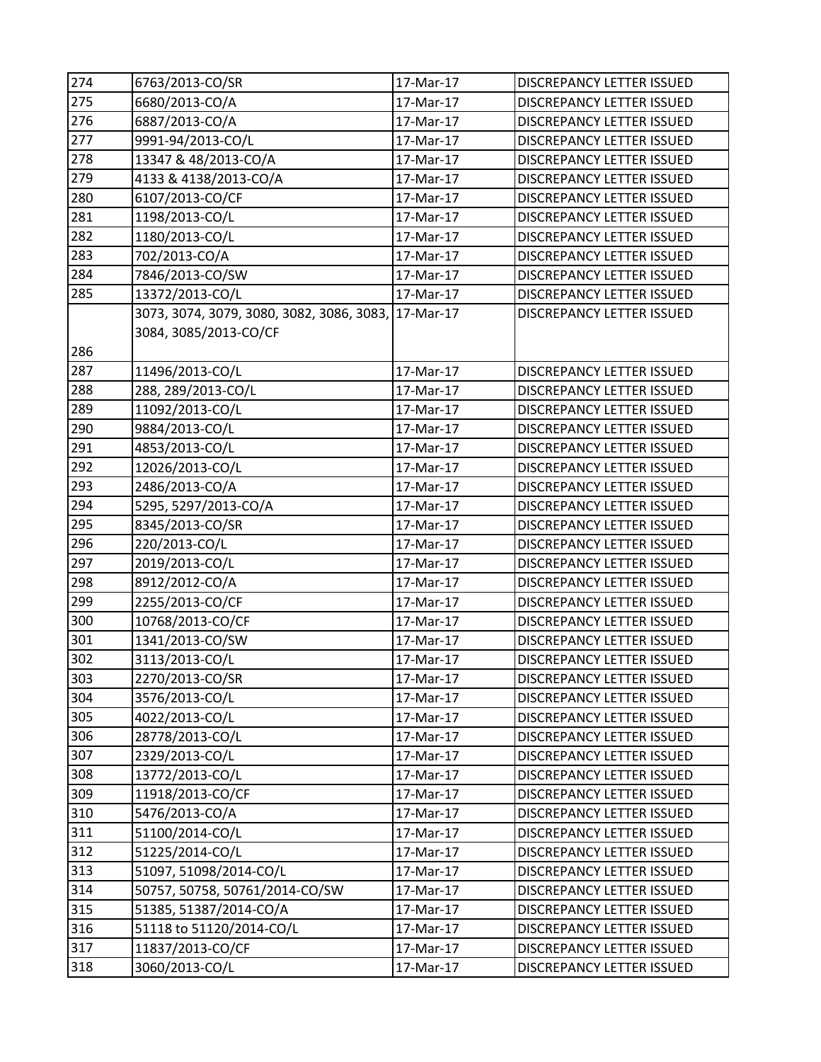| 274 | 6763/2013-CO/SR | 17-Mar-17 | DISCREPANCY LETTER ISSUED |
|---|---|---|---|
| 275 | 6680/2013-CO/A | 17-Mar-17 | DISCREPANCY LETTER ISSUED |
| 276 | 6887/2013-CO/A | 17-Mar-17 | DISCREPANCY LETTER ISSUED |
| 277 | 9991-94/2013-CO/L | 17-Mar-17 | DISCREPANCY LETTER ISSUED |
| 278 | 13347 & 48/2013-CO/A | 17-Mar-17 | DISCREPANCY LETTER ISSUED |
| 279 | 4133 & 4138/2013-CO/A | 17-Mar-17 | DISCREPANCY LETTER ISSUED |
| 280 | 6107/2013-CO/CF | 17-Mar-17 | DISCREPANCY LETTER ISSUED |
| 281 | 1198/2013-CO/L | 17-Mar-17 | DISCREPANCY LETTER ISSUED |
| 282 | 1180/2013-CO/L | 17-Mar-17 | DISCREPANCY LETTER ISSUED |
| 283 | 702/2013-CO/A | 17-Mar-17 | DISCREPANCY LETTER ISSUED |
| 284 | 7846/2013-CO/SW | 17-Mar-17 | DISCREPANCY LETTER ISSUED |
| 285 | 13372/2013-CO/L | 17-Mar-17 | DISCREPANCY LETTER ISSUED |
| 286 | 3073, 3074, 3079, 3080, 3082, 3086, 3083, 3084, 3085/2013-CO/CF | 17-Mar-17 | DISCREPANCY LETTER ISSUED |
| 287 | 11496/2013-CO/L | 17-Mar-17 | DISCREPANCY LETTER ISSUED |
| 288 | 288, 289/2013-CO/L | 17-Mar-17 | DISCREPANCY LETTER ISSUED |
| 289 | 11092/2013-CO/L | 17-Mar-17 | DISCREPANCY LETTER ISSUED |
| 290 | 9884/2013-CO/L | 17-Mar-17 | DISCREPANCY LETTER ISSUED |
| 291 | 4853/2013-CO/L | 17-Mar-17 | DISCREPANCY LETTER ISSUED |
| 292 | 12026/2013-CO/L | 17-Mar-17 | DISCREPANCY LETTER ISSUED |
| 293 | 2486/2013-CO/A | 17-Mar-17 | DISCREPANCY LETTER ISSUED |
| 294 | 5295, 5297/2013-CO/A | 17-Mar-17 | DISCREPANCY LETTER ISSUED |
| 295 | 8345/2013-CO/SR | 17-Mar-17 | DISCREPANCY LETTER ISSUED |
| 296 | 220/2013-CO/L | 17-Mar-17 | DISCREPANCY LETTER ISSUED |
| 297 | 2019/2013-CO/L | 17-Mar-17 | DISCREPANCY LETTER ISSUED |
| 298 | 8912/2012-CO/A | 17-Mar-17 | DISCREPANCY LETTER ISSUED |
| 299 | 2255/2013-CO/CF | 17-Mar-17 | DISCREPANCY LETTER ISSUED |
| 300 | 10768/2013-CO/CF | 17-Mar-17 | DISCREPANCY LETTER ISSUED |
| 301 | 1341/2013-CO/SW | 17-Mar-17 | DISCREPANCY LETTER ISSUED |
| 302 | 3113/2013-CO/L | 17-Mar-17 | DISCREPANCY LETTER ISSUED |
| 303 | 2270/2013-CO/SR | 17-Mar-17 | DISCREPANCY LETTER ISSUED |
| 304 | 3576/2013-CO/L | 17-Mar-17 | DISCREPANCY LETTER ISSUED |
| 305 | 4022/2013-CO/L | 17-Mar-17 | DISCREPANCY LETTER ISSUED |
| 306 | 28778/2013-CO/L | 17-Mar-17 | DISCREPANCY LETTER ISSUED |
| 307 | 2329/2013-CO/L | 17-Mar-17 | DISCREPANCY LETTER ISSUED |
| 308 | 13772/2013-CO/L | 17-Mar-17 | DISCREPANCY LETTER ISSUED |
| 309 | 11918/2013-CO/CF | 17-Mar-17 | DISCREPANCY LETTER ISSUED |
| 310 | 5476/2013-CO/A | 17-Mar-17 | DISCREPANCY LETTER ISSUED |
| 311 | 51100/2014-CO/L | 17-Mar-17 | DISCREPANCY LETTER ISSUED |
| 312 | 51225/2014-CO/L | 17-Mar-17 | DISCREPANCY LETTER ISSUED |
| 313 | 51097, 51098/2014-CO/L | 17-Mar-17 | DISCREPANCY LETTER ISSUED |
| 314 | 50757, 50758, 50761/2014-CO/SW | 17-Mar-17 | DISCREPANCY LETTER ISSUED |
| 315 | 51385, 51387/2014-CO/A | 17-Mar-17 | DISCREPANCY LETTER ISSUED |
| 316 | 51118 to 51120/2014-CO/L | 17-Mar-17 | DISCREPANCY LETTER ISSUED |
| 317 | 11837/2013-CO/CF | 17-Mar-17 | DISCREPANCY LETTER ISSUED |
| 318 | 3060/2013-CO/L | 17-Mar-17 | DISCREPANCY LETTER ISSUED |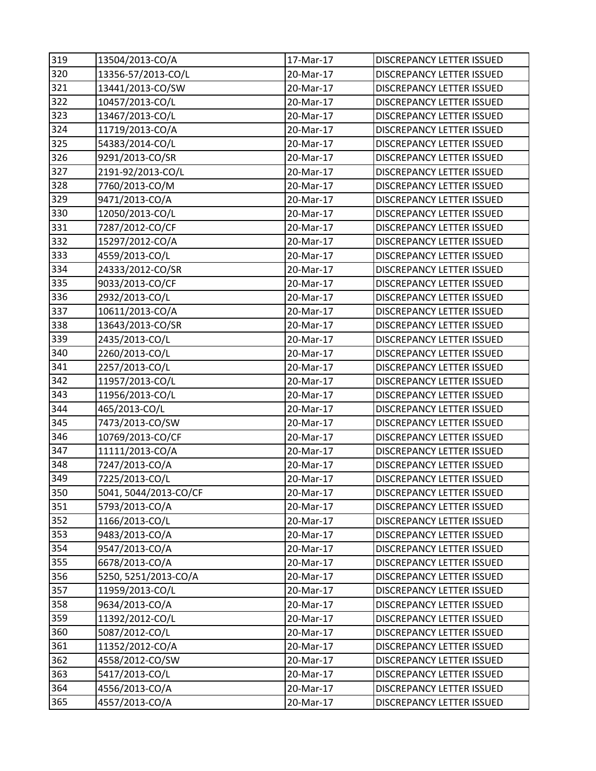| 319 | 13504/2013-CO/A | 17-Mar-17 | DISCREPANCY LETTER ISSUED |
|---|---|---|---|
| 320 | 13356-57/2013-CO/L | 20-Mar-17 | DISCREPANCY LETTER ISSUED |
| 321 | 13441/2013-CO/SW | 20-Mar-17 | DISCREPANCY LETTER ISSUED |
| 322 | 10457/2013-CO/L | 20-Mar-17 | DISCREPANCY LETTER ISSUED |
| 323 | 13467/2013-CO/L | 20-Mar-17 | DISCREPANCY LETTER ISSUED |
| 324 | 11719/2013-CO/A | 20-Mar-17 | DISCREPANCY LETTER ISSUED |
| 325 | 54383/2014-CO/L | 20-Mar-17 | DISCREPANCY LETTER ISSUED |
| 326 | 9291/2013-CO/SR | 20-Mar-17 | DISCREPANCY LETTER ISSUED |
| 327 | 2191-92/2013-CO/L | 20-Mar-17 | DISCREPANCY LETTER ISSUED |
| 328 | 7760/2013-CO/M | 20-Mar-17 | DISCREPANCY LETTER ISSUED |
| 329 | 9471/2013-CO/A | 20-Mar-17 | DISCREPANCY LETTER ISSUED |
| 330 | 12050/2013-CO/L | 20-Mar-17 | DISCREPANCY LETTER ISSUED |
| 331 | 7287/2012-CO/CF | 20-Mar-17 | DISCREPANCY LETTER ISSUED |
| 332 | 15297/2012-CO/A | 20-Mar-17 | DISCREPANCY LETTER ISSUED |
| 333 | 4559/2013-CO/L | 20-Mar-17 | DISCREPANCY LETTER ISSUED |
| 334 | 24333/2012-CO/SR | 20-Mar-17 | DISCREPANCY LETTER ISSUED |
| 335 | 9033/2013-CO/CF | 20-Mar-17 | DISCREPANCY LETTER ISSUED |
| 336 | 2932/2013-CO/L | 20-Mar-17 | DISCREPANCY LETTER ISSUED |
| 337 | 10611/2013-CO/A | 20-Mar-17 | DISCREPANCY LETTER ISSUED |
| 338 | 13643/2013-CO/SR | 20-Mar-17 | DISCREPANCY LETTER ISSUED |
| 339 | 2435/2013-CO/L | 20-Mar-17 | DISCREPANCY LETTER ISSUED |
| 340 | 2260/2013-CO/L | 20-Mar-17 | DISCREPANCY LETTER ISSUED |
| 341 | 2257/2013-CO/L | 20-Mar-17 | DISCREPANCY LETTER ISSUED |
| 342 | 11957/2013-CO/L | 20-Mar-17 | DISCREPANCY LETTER ISSUED |
| 343 | 11956/2013-CO/L | 20-Mar-17 | DISCREPANCY LETTER ISSUED |
| 344 | 465/2013-CO/L | 20-Mar-17 | DISCREPANCY LETTER ISSUED |
| 345 | 7473/2013-CO/SW | 20-Mar-17 | DISCREPANCY LETTER ISSUED |
| 346 | 10769/2013-CO/CF | 20-Mar-17 | DISCREPANCY LETTER ISSUED |
| 347 | 11111/2013-CO/A | 20-Mar-17 | DISCREPANCY LETTER ISSUED |
| 348 | 7247/2013-CO/A | 20-Mar-17 | DISCREPANCY LETTER ISSUED |
| 349 | 7225/2013-CO/L | 20-Mar-17 | DISCREPANCY LETTER ISSUED |
| 350 | 5041, 5044/2013-CO/CF | 20-Mar-17 | DISCREPANCY LETTER ISSUED |
| 351 | 5793/2013-CO/A | 20-Mar-17 | DISCREPANCY LETTER ISSUED |
| 352 | 1166/2013-CO/L | 20-Mar-17 | DISCREPANCY LETTER ISSUED |
| 353 | 9483/2013-CO/A | 20-Mar-17 | DISCREPANCY LETTER ISSUED |
| 354 | 9547/2013-CO/A | 20-Mar-17 | DISCREPANCY LETTER ISSUED |
| 355 | 6678/2013-CO/A | 20-Mar-17 | DISCREPANCY LETTER ISSUED |
| 356 | 5250, 5251/2013-CO/A | 20-Mar-17 | DISCREPANCY LETTER ISSUED |
| 357 | 11959/2013-CO/L | 20-Mar-17 | DISCREPANCY LETTER ISSUED |
| 358 | 9634/2013-CO/A | 20-Mar-17 | DISCREPANCY LETTER ISSUED |
| 359 | 11392/2012-CO/L | 20-Mar-17 | DISCREPANCY LETTER ISSUED |
| 360 | 5087/2012-CO/L | 20-Mar-17 | DISCREPANCY LETTER ISSUED |
| 361 | 11352/2012-CO/A | 20-Mar-17 | DISCREPANCY LETTER ISSUED |
| 362 | 4558/2012-CO/SW | 20-Mar-17 | DISCREPANCY LETTER ISSUED |
| 363 | 5417/2013-CO/L | 20-Mar-17 | DISCREPANCY LETTER ISSUED |
| 364 | 4556/2013-CO/A | 20-Mar-17 | DISCREPANCY LETTER ISSUED |
| 365 | 4557/2013-CO/A | 20-Mar-17 | DISCREPANCY LETTER ISSUED |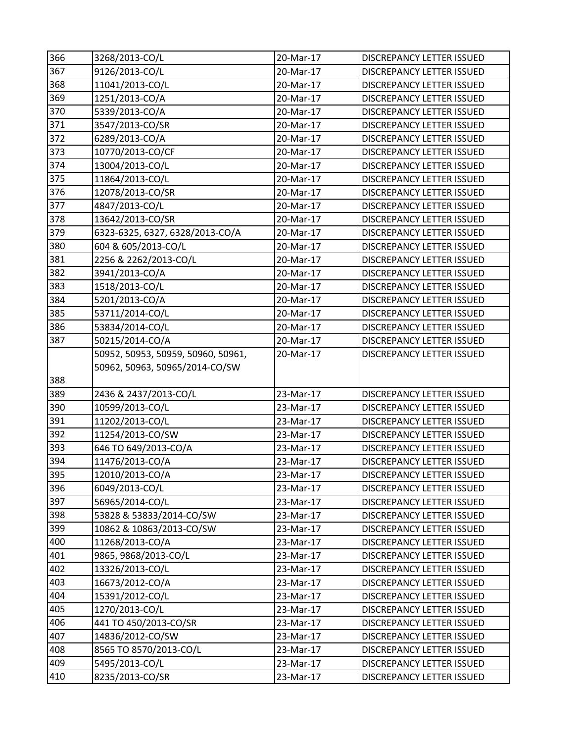| | | | |
|---|---|---|---|
| 366 | 3268/2013-CO/L | 20-Mar-17 | DISCREPANCY LETTER ISSUED |
| 367 | 9126/2013-CO/L | 20-Mar-17 | DISCREPANCY LETTER ISSUED |
| 368 | 11041/2013-CO/L | 20-Mar-17 | DISCREPANCY LETTER ISSUED |
| 369 | 1251/2013-CO/A | 20-Mar-17 | DISCREPANCY LETTER ISSUED |
| 370 | 5339/2013-CO/A | 20-Mar-17 | DISCREPANCY LETTER ISSUED |
| 371 | 3547/2013-CO/SR | 20-Mar-17 | DISCREPANCY LETTER ISSUED |
| 372 | 6289/2013-CO/A | 20-Mar-17 | DISCREPANCY LETTER ISSUED |
| 373 | 10770/2013-CO/CF | 20-Mar-17 | DISCREPANCY LETTER ISSUED |
| 374 | 13004/2013-CO/L | 20-Mar-17 | DISCREPANCY LETTER ISSUED |
| 375 | 11864/2013-CO/L | 20-Mar-17 | DISCREPANCY LETTER ISSUED |
| 376 | 12078/2013-CO/SR | 20-Mar-17 | DISCREPANCY LETTER ISSUED |
| 377 | 4847/2013-CO/L | 20-Mar-17 | DISCREPANCY LETTER ISSUED |
| 378 | 13642/2013-CO/SR | 20-Mar-17 | DISCREPANCY LETTER ISSUED |
| 379 | 6323-6325, 6327, 6328/2013-CO/A | 20-Mar-17 | DISCREPANCY LETTER ISSUED |
| 380 | 604 & 605/2013-CO/L | 20-Mar-17 | DISCREPANCY LETTER ISSUED |
| 381 | 2256 & 2262/2013-CO/L | 20-Mar-17 | DISCREPANCY LETTER ISSUED |
| 382 | 3941/2013-CO/A | 20-Mar-17 | DISCREPANCY LETTER ISSUED |
| 383 | 1518/2013-CO/L | 20-Mar-17 | DISCREPANCY LETTER ISSUED |
| 384 | 5201/2013-CO/A | 20-Mar-17 | DISCREPANCY LETTER ISSUED |
| 385 | 53711/2014-CO/L | 20-Mar-17 | DISCREPANCY LETTER ISSUED |
| 386 | 53834/2014-CO/L | 20-Mar-17 | DISCREPANCY LETTER ISSUED |
| 387 | 50215/2014-CO/A | 20-Mar-17 | DISCREPANCY LETTER ISSUED |
| 388 | 50952, 50953, 50959, 50960, 50961, 50962, 50963, 50965/2014-CO/SW | 20-Mar-17 | DISCREPANCY LETTER ISSUED |
| 389 | 2436 & 2437/2013-CO/L | 23-Mar-17 | DISCREPANCY LETTER ISSUED |
| 390 | 10599/2013-CO/L | 23-Mar-17 | DISCREPANCY LETTER ISSUED |
| 391 | 11202/2013-CO/L | 23-Mar-17 | DISCREPANCY LETTER ISSUED |
| 392 | 11254/2013-CO/SW | 23-Mar-17 | DISCREPANCY LETTER ISSUED |
| 393 | 646 TO 649/2013-CO/A | 23-Mar-17 | DISCREPANCY LETTER ISSUED |
| 394 | 11476/2013-CO/A | 23-Mar-17 | DISCREPANCY LETTER ISSUED |
| 395 | 12010/2013-CO/A | 23-Mar-17 | DISCREPANCY LETTER ISSUED |
| 396 | 6049/2013-CO/L | 23-Mar-17 | DISCREPANCY LETTER ISSUED |
| 397 | 56965/2014-CO/L | 23-Mar-17 | DISCREPANCY LETTER ISSUED |
| 398 | 53828 & 53833/2014-CO/SW | 23-Mar-17 | DISCREPANCY LETTER ISSUED |
| 399 | 10862 & 10863/2013-CO/SW | 23-Mar-17 | DISCREPANCY LETTER ISSUED |
| 400 | 11268/2013-CO/A | 23-Mar-17 | DISCREPANCY LETTER ISSUED |
| 401 | 9865, 9868/2013-CO/L | 23-Mar-17 | DISCREPANCY LETTER ISSUED |
| 402 | 13326/2013-CO/L | 23-Mar-17 | DISCREPANCY LETTER ISSUED |
| 403 | 16673/2012-CO/A | 23-Mar-17 | DISCREPANCY LETTER ISSUED |
| 404 | 15391/2012-CO/L | 23-Mar-17 | DISCREPANCY LETTER ISSUED |
| 405 | 1270/2013-CO/L | 23-Mar-17 | DISCREPANCY LETTER ISSUED |
| 406 | 441 TO 450/2013-CO/SR | 23-Mar-17 | DISCREPANCY LETTER ISSUED |
| 407 | 14836/2012-CO/SW | 23-Mar-17 | DISCREPANCY LETTER ISSUED |
| 408 | 8565 TO 8570/2013-CO/L | 23-Mar-17 | DISCREPANCY LETTER ISSUED |
| 409 | 5495/2013-CO/L | 23-Mar-17 | DISCREPANCY LETTER ISSUED |
| 410 | 8235/2013-CO/SR | 23-Mar-17 | DISCREPANCY LETTER ISSUED |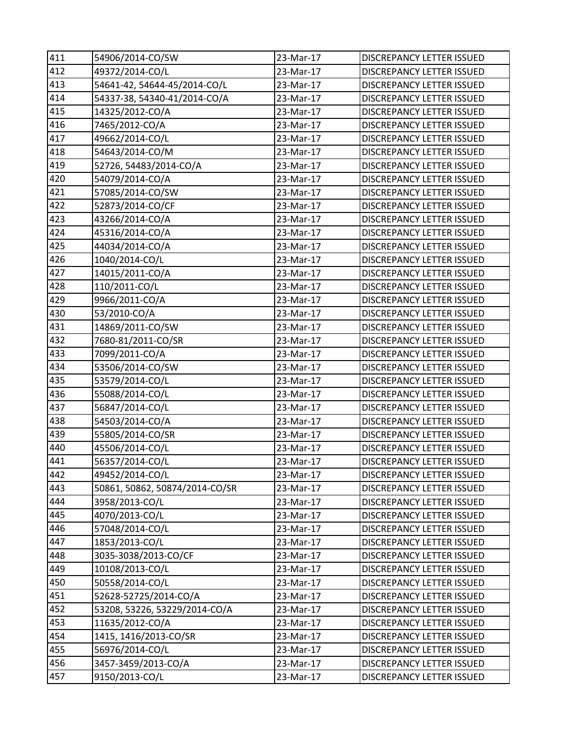| 411 | 54906/2014-CO/SW | 23-Mar-17 | DISCREPANCY LETTER ISSUED |
|---|---|---|---|
| 412 | 49372/2014-CO/L | 23-Mar-17 | DISCREPANCY LETTER ISSUED |
| 413 | 54641-42, 54644-45/2014-CO/L | 23-Mar-17 | DISCREPANCY LETTER ISSUED |
| 414 | 54337-38, 54340-41/2014-CO/A | 23-Mar-17 | DISCREPANCY LETTER ISSUED |
| 415 | 14325/2012-CO/A | 23-Mar-17 | DISCREPANCY LETTER ISSUED |
| 416 | 7465/2012-CO/A | 23-Mar-17 | DISCREPANCY LETTER ISSUED |
| 417 | 49662/2014-CO/L | 23-Mar-17 | DISCREPANCY LETTER ISSUED |
| 418 | 54643/2014-CO/M | 23-Mar-17 | DISCREPANCY LETTER ISSUED |
| 419 | 52726, 54483/2014-CO/A | 23-Mar-17 | DISCREPANCY LETTER ISSUED |
| 420 | 54079/2014-CO/A | 23-Mar-17 | DISCREPANCY LETTER ISSUED |
| 421 | 57085/2014-CO/SW | 23-Mar-17 | DISCREPANCY LETTER ISSUED |
| 422 | 52873/2014-CO/CF | 23-Mar-17 | DISCREPANCY LETTER ISSUED |
| 423 | 43266/2014-CO/A | 23-Mar-17 | DISCREPANCY LETTER ISSUED |
| 424 | 45316/2014-CO/A | 23-Mar-17 | DISCREPANCY LETTER ISSUED |
| 425 | 44034/2014-CO/A | 23-Mar-17 | DISCREPANCY LETTER ISSUED |
| 426 | 1040/2014-CO/L | 23-Mar-17 | DISCREPANCY LETTER ISSUED |
| 427 | 14015/2011-CO/A | 23-Mar-17 | DISCREPANCY LETTER ISSUED |
| 428 | 110/2011-CO/L | 23-Mar-17 | DISCREPANCY LETTER ISSUED |
| 429 | 9966/2011-CO/A | 23-Mar-17 | DISCREPANCY LETTER ISSUED |
| 430 | 53/2010-CO/A | 23-Mar-17 | DISCREPANCY LETTER ISSUED |
| 431 | 14869/2011-CO/SW | 23-Mar-17 | DISCREPANCY LETTER ISSUED |
| 432 | 7680-81/2011-CO/SR | 23-Mar-17 | DISCREPANCY LETTER ISSUED |
| 433 | 7099/2011-CO/A | 23-Mar-17 | DISCREPANCY LETTER ISSUED |
| 434 | 53506/2014-CO/SW | 23-Mar-17 | DISCREPANCY LETTER ISSUED |
| 435 | 53579/2014-CO/L | 23-Mar-17 | DISCREPANCY LETTER ISSUED |
| 436 | 55088/2014-CO/L | 23-Mar-17 | DISCREPANCY LETTER ISSUED |
| 437 | 56847/2014-CO/L | 23-Mar-17 | DISCREPANCY LETTER ISSUED |
| 438 | 54503/2014-CO/A | 23-Mar-17 | DISCREPANCY LETTER ISSUED |
| 439 | 55805/2014-CO/SR | 23-Mar-17 | DISCREPANCY LETTER ISSUED |
| 440 | 45506/2014-CO/L | 23-Mar-17 | DISCREPANCY LETTER ISSUED |
| 441 | 56357/2014-CO/L | 23-Mar-17 | DISCREPANCY LETTER ISSUED |
| 442 | 49452/2014-CO/L | 23-Mar-17 | DISCREPANCY LETTER ISSUED |
| 443 | 50861, 50862, 50874/2014-CO/SR | 23-Mar-17 | DISCREPANCY LETTER ISSUED |
| 444 | 3958/2013-CO/L | 23-Mar-17 | DISCREPANCY LETTER ISSUED |
| 445 | 4070/2013-CO/L | 23-Mar-17 | DISCREPANCY LETTER ISSUED |
| 446 | 57048/2014-CO/L | 23-Mar-17 | DISCREPANCY LETTER ISSUED |
| 447 | 1853/2013-CO/L | 23-Mar-17 | DISCREPANCY LETTER ISSUED |
| 448 | 3035-3038/2013-CO/CF | 23-Mar-17 | DISCREPANCY LETTER ISSUED |
| 449 | 10108/2013-CO/L | 23-Mar-17 | DISCREPANCY LETTER ISSUED |
| 450 | 50558/2014-CO/L | 23-Mar-17 | DISCREPANCY LETTER ISSUED |
| 451 | 52628-52725/2014-CO/A | 23-Mar-17 | DISCREPANCY LETTER ISSUED |
| 452 | 53208, 53226, 53229/2014-CO/A | 23-Mar-17 | DISCREPANCY LETTER ISSUED |
| 453 | 11635/2012-CO/A | 23-Mar-17 | DISCREPANCY LETTER ISSUED |
| 454 | 1415, 1416/2013-CO/SR | 23-Mar-17 | DISCREPANCY LETTER ISSUED |
| 455 | 56976/2014-CO/L | 23-Mar-17 | DISCREPANCY LETTER ISSUED |
| 456 | 3457-3459/2013-CO/A | 23-Mar-17 | DISCREPANCY LETTER ISSUED |
| 457 | 9150/2013-CO/L | 23-Mar-17 | DISCREPANCY LETTER ISSUED |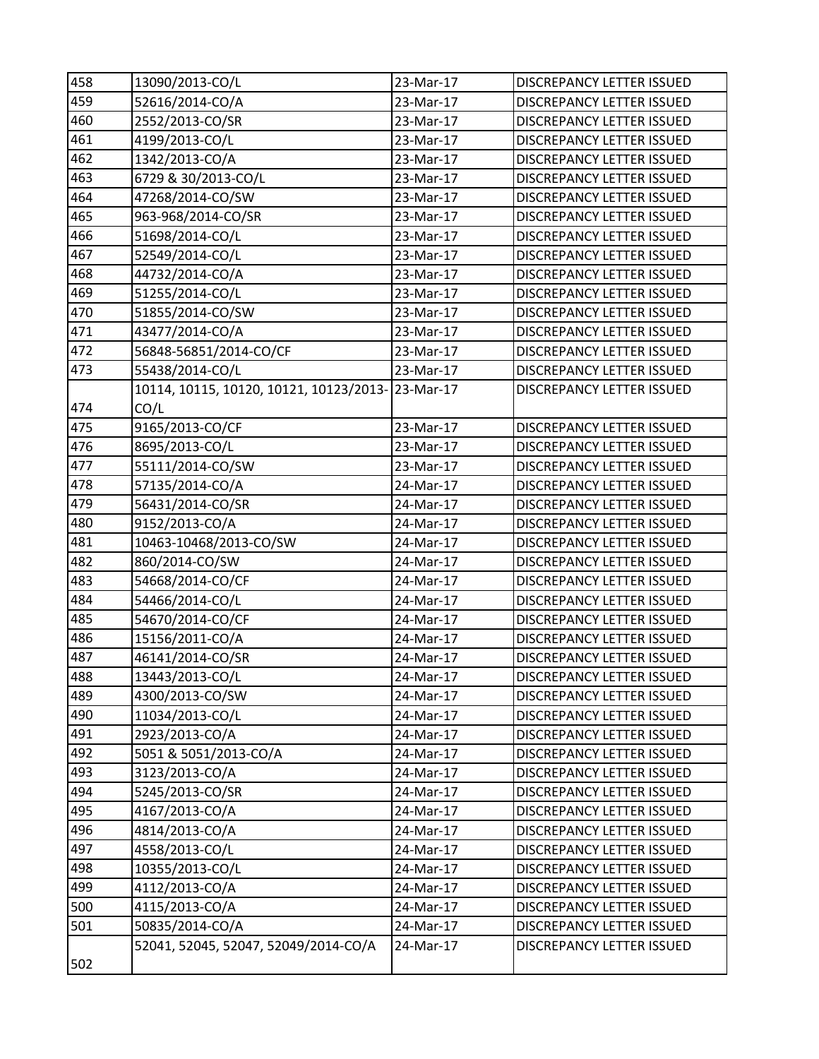| | | | |
|---|---|---|---|
| 458 | 13090/2013-CO/L | 23-Mar-17 | DISCREPANCY LETTER ISSUED |
| 459 | 52616/2014-CO/A | 23-Mar-17 | DISCREPANCY LETTER ISSUED |
| 460 | 2552/2013-CO/SR | 23-Mar-17 | DISCREPANCY LETTER ISSUED |
| 461 | 4199/2013-CO/L | 23-Mar-17 | DISCREPANCY LETTER ISSUED |
| 462 | 1342/2013-CO/A | 23-Mar-17 | DISCREPANCY LETTER ISSUED |
| 463 | 6729 & 30/2013-CO/L | 23-Mar-17 | DISCREPANCY LETTER ISSUED |
| 464 | 47268/2014-CO/SW | 23-Mar-17 | DISCREPANCY LETTER ISSUED |
| 465 | 963-968/2014-CO/SR | 23-Mar-17 | DISCREPANCY LETTER ISSUED |
| 466 | 51698/2014-CO/L | 23-Mar-17 | DISCREPANCY LETTER ISSUED |
| 467 | 52549/2014-CO/L | 23-Mar-17 | DISCREPANCY LETTER ISSUED |
| 468 | 44732/2014-CO/A | 23-Mar-17 | DISCREPANCY LETTER ISSUED |
| 469 | 51255/2014-CO/L | 23-Mar-17 | DISCREPANCY LETTER ISSUED |
| 470 | 51855/2014-CO/SW | 23-Mar-17 | DISCREPANCY LETTER ISSUED |
| 471 | 43477/2014-CO/A | 23-Mar-17 | DISCREPANCY LETTER ISSUED |
| 472 | 56848-56851/2014-CO/CF | 23-Mar-17 | DISCREPANCY LETTER ISSUED |
| 473 | 55438/2014-CO/L | 23-Mar-17 | DISCREPANCY LETTER ISSUED |
| 474 | 10114, 10115, 10120, 10121, 10123/2013-CO/L | 23-Mar-17 | DISCREPANCY LETTER ISSUED |
| 475 | 9165/2013-CO/CF | 23-Mar-17 | DISCREPANCY LETTER ISSUED |
| 476 | 8695/2013-CO/L | 23-Mar-17 | DISCREPANCY LETTER ISSUED |
| 477 | 55111/2014-CO/SW | 23-Mar-17 | DISCREPANCY LETTER ISSUED |
| 478 | 57135/2014-CO/A | 24-Mar-17 | DISCREPANCY LETTER ISSUED |
| 479 | 56431/2014-CO/SR | 24-Mar-17 | DISCREPANCY LETTER ISSUED |
| 480 | 9152/2013-CO/A | 24-Mar-17 | DISCREPANCY LETTER ISSUED |
| 481 | 10463-10468/2013-CO/SW | 24-Mar-17 | DISCREPANCY LETTER ISSUED |
| 482 | 860/2014-CO/SW | 24-Mar-17 | DISCREPANCY LETTER ISSUED |
| 483 | 54668/2014-CO/CF | 24-Mar-17 | DISCREPANCY LETTER ISSUED |
| 484 | 54466/2014-CO/L | 24-Mar-17 | DISCREPANCY LETTER ISSUED |
| 485 | 54670/2014-CO/CF | 24-Mar-17 | DISCREPANCY LETTER ISSUED |
| 486 | 15156/2011-CO/A | 24-Mar-17 | DISCREPANCY LETTER ISSUED |
| 487 | 46141/2014-CO/SR | 24-Mar-17 | DISCREPANCY LETTER ISSUED |
| 488 | 13443/2013-CO/L | 24-Mar-17 | DISCREPANCY LETTER ISSUED |
| 489 | 4300/2013-CO/SW | 24-Mar-17 | DISCREPANCY LETTER ISSUED |
| 490 | 11034/2013-CO/L | 24-Mar-17 | DISCREPANCY LETTER ISSUED |
| 491 | 2923/2013-CO/A | 24-Mar-17 | DISCREPANCY LETTER ISSUED |
| 492 | 5051 & 5051/2013-CO/A | 24-Mar-17 | DISCREPANCY LETTER ISSUED |
| 493 | 3123/2013-CO/A | 24-Mar-17 | DISCREPANCY LETTER ISSUED |
| 494 | 5245/2013-CO/SR | 24-Mar-17 | DISCREPANCY LETTER ISSUED |
| 495 | 4167/2013-CO/A | 24-Mar-17 | DISCREPANCY LETTER ISSUED |
| 496 | 4814/2013-CO/A | 24-Mar-17 | DISCREPANCY LETTER ISSUED |
| 497 | 4558/2013-CO/L | 24-Mar-17 | DISCREPANCY LETTER ISSUED |
| 498 | 10355/2013-CO/L | 24-Mar-17 | DISCREPANCY LETTER ISSUED |
| 499 | 4112/2013-CO/A | 24-Mar-17 | DISCREPANCY LETTER ISSUED |
| 500 | 4115/2013-CO/A | 24-Mar-17 | DISCREPANCY LETTER ISSUED |
| 501 | 50835/2014-CO/A | 24-Mar-17 | DISCREPANCY LETTER ISSUED |
| 502 | 52041, 52045, 52047, 52049/2014-CO/A | 24-Mar-17 | DISCREPANCY LETTER ISSUED |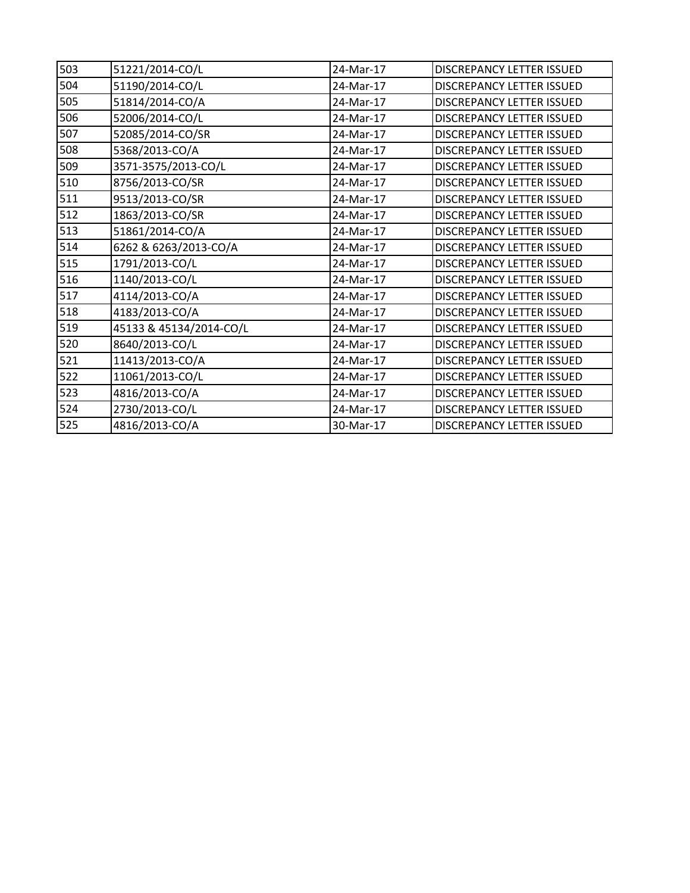| | | | |
|---|---|---|---|
| 503 | 51221/2014-CO/L | 24-Mar-17 | DISCREPANCY LETTER ISSUED |
| 504 | 51190/2014-CO/L | 24-Mar-17 | DISCREPANCY LETTER ISSUED |
| 505 | 51814/2014-CO/A | 24-Mar-17 | DISCREPANCY LETTER ISSUED |
| 506 | 52006/2014-CO/L | 24-Mar-17 | DISCREPANCY LETTER ISSUED |
| 507 | 52085/2014-CO/SR | 24-Mar-17 | DISCREPANCY LETTER ISSUED |
| 508 | 5368/2013-CO/A | 24-Mar-17 | DISCREPANCY LETTER ISSUED |
| 509 | 3571-3575/2013-CO/L | 24-Mar-17 | DISCREPANCY LETTER ISSUED |
| 510 | 8756/2013-CO/SR | 24-Mar-17 | DISCREPANCY LETTER ISSUED |
| 511 | 9513/2013-CO/SR | 24-Mar-17 | DISCREPANCY LETTER ISSUED |
| 512 | 1863/2013-CO/SR | 24-Mar-17 | DISCREPANCY LETTER ISSUED |
| 513 | 51861/2014-CO/A | 24-Mar-17 | DISCREPANCY LETTER ISSUED |
| 514 | 6262 & 6263/2013-CO/A | 24-Mar-17 | DISCREPANCY LETTER ISSUED |
| 515 | 1791/2013-CO/L | 24-Mar-17 | DISCREPANCY LETTER ISSUED |
| 516 | 1140/2013-CO/L | 24-Mar-17 | DISCREPANCY LETTER ISSUED |
| 517 | 4114/2013-CO/A | 24-Mar-17 | DISCREPANCY LETTER ISSUED |
| 518 | 4183/2013-CO/A | 24-Mar-17 | DISCREPANCY LETTER ISSUED |
| 519 | 45133 & 45134/2014-CO/L | 24-Mar-17 | DISCREPANCY LETTER ISSUED |
| 520 | 8640/2013-CO/L | 24-Mar-17 | DISCREPANCY LETTER ISSUED |
| 521 | 11413/2013-CO/A | 24-Mar-17 | DISCREPANCY LETTER ISSUED |
| 522 | 11061/2013-CO/L | 24-Mar-17 | DISCREPANCY LETTER ISSUED |
| 523 | 4816/2013-CO/A | 24-Mar-17 | DISCREPANCY LETTER ISSUED |
| 524 | 2730/2013-CO/L | 24-Mar-17 | DISCREPANCY LETTER ISSUED |
| 525 | 4816/2013-CO/A | 30-Mar-17 | DISCREPANCY LETTER ISSUED |